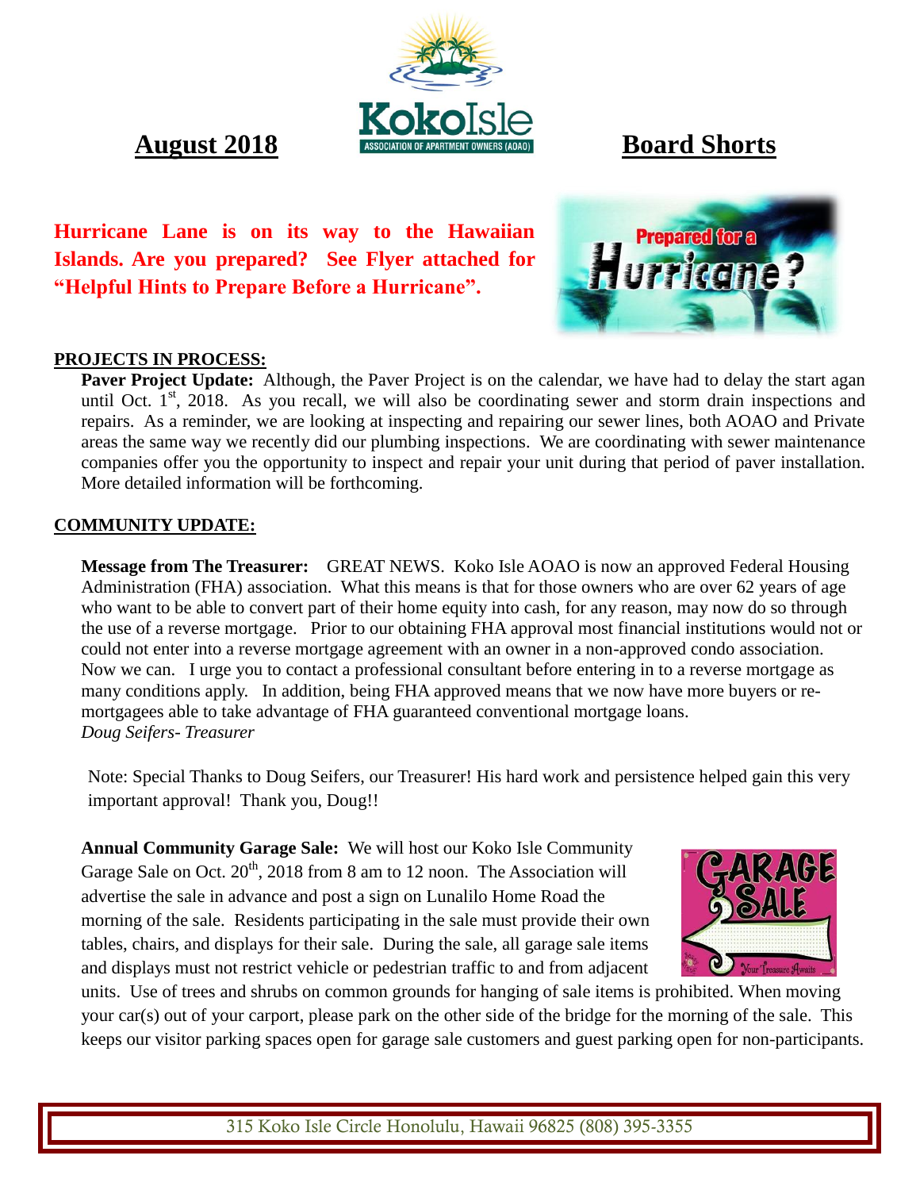**August 2018** **Board Shorts**

**Hurricane Lane is on its way to the Hawaiian Islands. Are you prepared? See Flyer attached for "Helpful Hints to Prepare Before a Hurricane".**

## PROJECTS IN PROCESS:

**Paver Project Update:** Although, the Paver Project is on the calendar, we have had to delay the start agan until Oct. 1st, 2018. As you recall, we will also be coordinating sewer and storm drain inspections and repairs. As a reminder, we are looking at inspecting and repairing our sewer lines, both AOAO and Private areas the same way we recently did our plumbing inspections. We are coordinating with sewer maintenance companies offer you the opportunity to inspect and repair your unit during that period of paver installation. More detailed information will be forthcoming.

## COMMUNITY UPDATE:

**Message from The Treasurer:** GREAT NEWS. Koko Isle AOAO is now an approved Federal Housing Administration (FHA) association. What this means is that for those owners who are over 62 years of age who want to be able to convert part of their home equity into cash, for any reason, may now do so through the use of a reverse mortgage. Prior to our obtaining FHA approval most financial institutions would not or could not enter into a reverse mortgage agreement with an owner in a non-approved condo association. Now we can. I urge you to contact a professional consultant before entering in to a reverse mortgage as many conditions apply. In addition, being FHA approved means that we now have more buyers or re-mortgagees able to take advantage of FHA guaranteed conventional mortgage loans.
*Doug Seifers- Treasurer*

Note: Special Thanks to Doug Seifers, our Treasurer! His hard work and persistence helped gain this very important approval! Thank you, Doug!!

**Annual Community Garage Sale:** We will host our Koko Isle Community Garage Sale on Oct. 20th, 2018 from 8 am to 12 noon. The Association will advertise the sale in advance and post a sign on Lunalilo Home Road the morning of the sale. Residents participating in the sale must provide their own tables, chairs, and displays for their sale. During the sale, all garage sale items and displays must not restrict vehicle or pedestrian traffic to and from adjacent units. Use of trees and shrubs on common grounds for hanging of sale items is prohibited. When moving your car(s) out of your carport, please park on the other side of the bridge for the morning of the sale. This keeps our visitor parking spaces open for garage sale customers and guest parking open for non-participants.

315 Koko Isle Circle Honolulu, Hawaii 96825 (808) 395-3355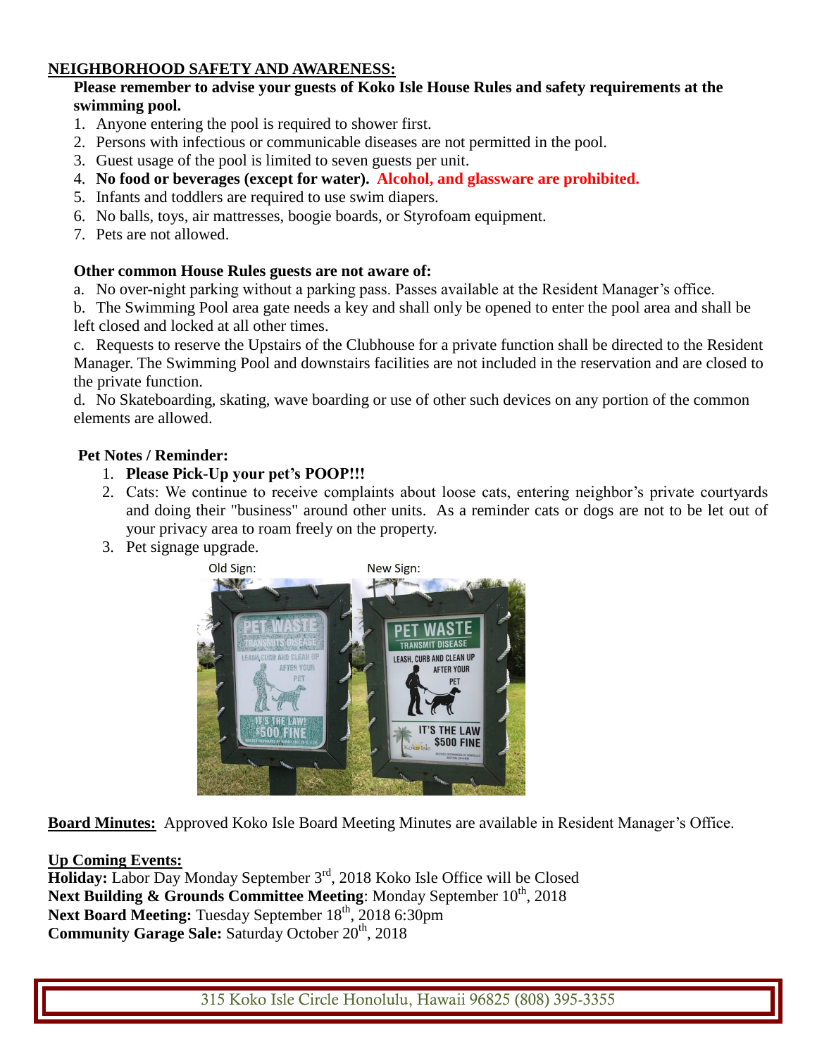## NEIGHBORHOOD SAFETY AND AWARENESS:

**Please remember to advise your guests of Koko Isle House Rules and safety requirements at the swimming pool.**

1. Anyone entering the pool is required to shower first.
2. Persons with infectious or communicable diseases are not permitted in the pool.
3. Guest usage of the pool is limited to seven guests per unit.
4. **No food or beverages (except for water). Alcohol, and glassware are prohibited.**
5. Infants and toddlers are required to use swim diapers.
6. No balls, toys, air mattresses, boogie boards, or Styrofoam equipment.
7. Pets are not allowed.

**Other common House Rules guests are not aware of:**

a. No over-night parking without a parking pass. Passes available at the Resident Manager's office.

b. The Swimming Pool area gate needs a key and shall only be opened to enter the pool area and shall be left closed and locked at all other times.

c. Requests to reserve the Upstairs of the Clubhouse for a private function shall be directed to the Resident Manager. The Swimming Pool and downstairs facilities are not included in the reservation and are closed to the private function.

d. No Skateboarding, skating, wave boarding or use of other such devices on any portion of the common elements are allowed.

**Pet Notes / Reminder:**

1. **Please Pick-Up your pet's POOP!!!**
2. Cats: We continue to receive complaints about loose cats, entering neighbor's private courtyards and doing their "business" around other units. As a reminder cats or dogs are not to be let out of your privacy area to roam freely on the property.
3. Pet signage upgrade.

Old Sign: New Sign:

**Board Minutes:** Approved Koko Isle Board Meeting Minutes are available in Resident Manager's Office.

**Up Coming Events:**

**Holiday:** Labor Day Monday September 3rd, 2018 Koko Isle Office will be Closed
**Next Building & Grounds Committee Meeting**: Monday September 10th, 2018
**Next Board Meeting:** Tuesday September 18th, 2018 6:30pm
**Community Garage Sale:** Saturday October 20th, 2018

315 Koko Isle Circle Honolulu, Hawaii 96825 (808) 395-3355